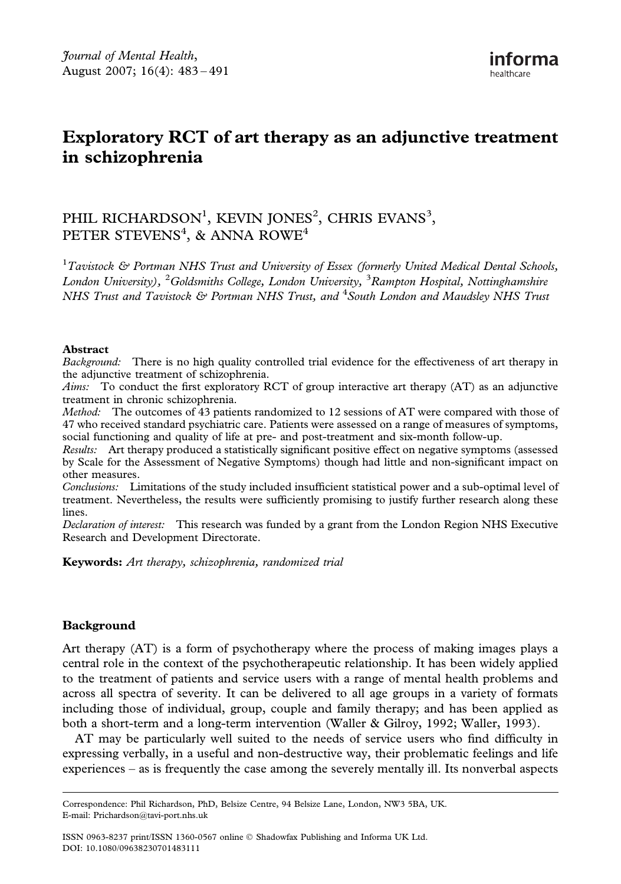# Exploratory RCT of art therapy as an adjunctive treatment in schizophrenia

PHIL RICHARDSON[1], KEVIN JONES[2], CHRIS EVANS[3], PETER STEVENS[4], & ANNA ROWE[4]

[1]*Tavistock & Portman NHS Trust and University of Essex (formerly United Medical Dental Schools, London University)*, [2]*Goldsmiths College, London University*, [3]*Rampton Hospital, Nottinghamshire NHS Trust and Tavistock & Portman NHS Trust, and* [4]*South London and Maudsley NHS Trust*

**Abstract**

*Background:* There is no high quality controlled trial evidence for the effectiveness of art therapy in the adjunctive treatment of schizophrenia.

*Aims:* To conduct the first exploratory RCT of group interactive art therapy (AT) as an adjunctive treatment in chronic schizophrenia.

*Method:* The outcomes of 43 patients randomized to 12 sessions of AT were compared with those of 47 who received standard psychiatric care. Patients were assessed on a range of measures of symptoms, social functioning and quality of life at pre- and post-treatment and six-month follow-up.

*Results:* Art therapy produced a statistically significant positive effect on negative symptoms (assessed by Scale for the Assessment of Negative Symptoms) though had little and non-significant impact on other measures.

*Conclusions:* Limitations of the study included insufficient statistical power and a sub-optimal level of treatment. Nevertheless, the results were sufficiently promising to justify further research along these lines.

*Declaration of interest:* This research was funded by a grant from the London Region NHS Executive Research and Development Directorate.

**Keywords:** *Art therapy, schizophrenia, randomized trial*

## Background

Art therapy (AT) is a form of psychotherapy where the process of making images plays a central role in the context of the psychotherapeutic relationship. It has been widely applied to the treatment of patients and service users with a range of mental health problems and across all spectra of severity. It can be delivered to all age groups in a variety of formats including those of individual, group, couple and family therapy; and has been applied as both a short-term and a long-term intervention (Waller & Gilroy, 1992; Waller, 1993).

AT may be particularly well suited to the needs of service users who find difficulty in expressing verbally, in a useful and non-destructive way, their problematic feelings and life experiences – as is frequently the case among the severely mentally ill. Its nonverbal aspects

---

Correspondence: Phil Richardson, PhD, Belsize Centre, 94 Belsize Lane, London, NW3 5BA, UK. E-mail: Prichardson@tavi-port.nhs.uk

ISSN 0963-8237 print/ISSN 1360-0567 online © Shadowfax Publishing and Informa UK Ltd. DOI: 10.1080/09638230701483111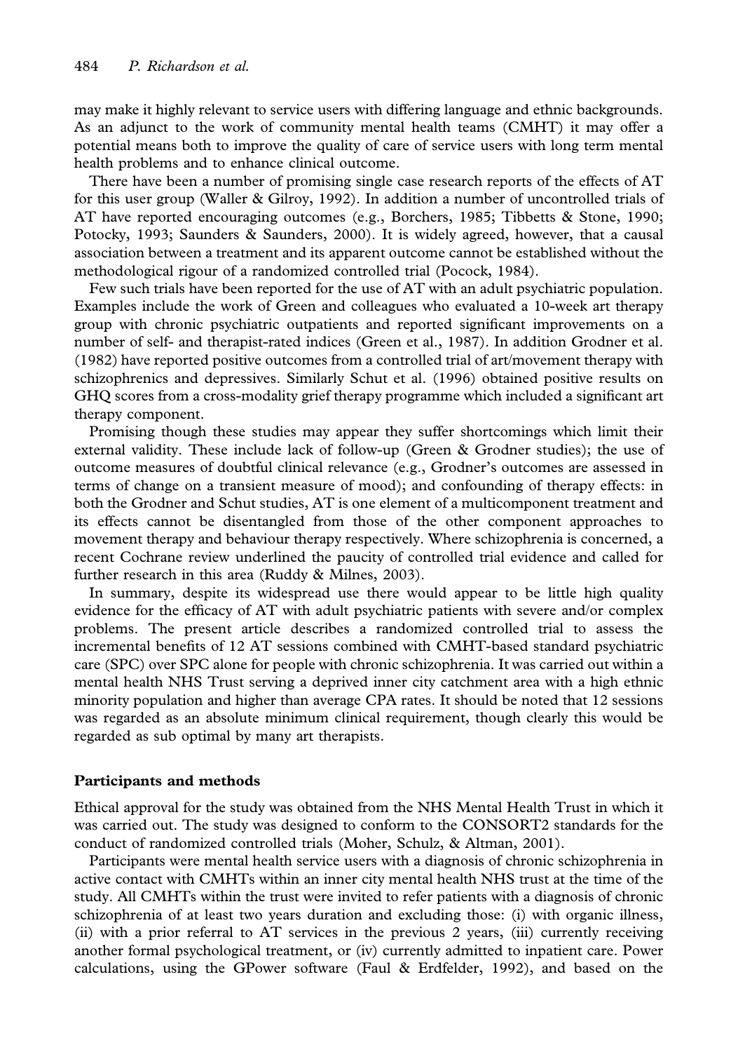may make it highly relevant to service users with differing language and ethnic backgrounds. As an adjunct to the work of community mental health teams (CMHT) it may offer a potential means both to improve the quality of care of service users with long term mental health problems and to enhance clinical outcome.

There have been a number of promising single case research reports of the effects of AT for this user group (Waller & Gilroy, 1992). In addition a number of uncontrolled trials of AT have reported encouraging outcomes (e.g., Borchers, 1985; Tibbetts & Stone, 1990; Potocky, 1993; Saunders & Saunders, 2000). It is widely agreed, however, that a causal association between a treatment and its apparent outcome cannot be established without the methodological rigour of a randomized controlled trial (Pocock, 1984).

Few such trials have been reported for the use of AT with an adult psychiatric population. Examples include the work of Green and colleagues who evaluated a 10-week art therapy group with chronic psychiatric outpatients and reported significant improvements on a number of self- and therapist-rated indices (Green et al., 1987). In addition Grodner et al. (1982) have reported positive outcomes from a controlled trial of art/movement therapy with schizophrenics and depressives. Similarly Schut et al. (1996) obtained positive results on GHQ scores from a cross-modality grief therapy programme which included a significant art therapy component.

Promising though these studies may appear they suffer shortcomings which limit their external validity. These include lack of follow-up (Green & Grodner studies); the use of outcome measures of doubtful clinical relevance (e.g., Grodner's outcomes are assessed in terms of change on a transient measure of mood); and confounding of therapy effects: in both the Grodner and Schut studies, AT is one element of a multicomponent treatment and its effects cannot be disentangled from those of the other component approaches to movement therapy and behaviour therapy respectively. Where schizophrenia is concerned, a recent Cochrane review underlined the paucity of controlled trial evidence and called for further research in this area (Ruddy & Milnes, 2003).

In summary, despite its widespread use there would appear to be little high quality evidence for the efficacy of AT with adult psychiatric patients with severe and/or complex problems. The present article describes a randomized controlled trial to assess the incremental benefits of 12 AT sessions combined with CMHT-based standard psychiatric care (SPC) over SPC alone for people with chronic schizophrenia. It was carried out within a mental health NHS Trust serving a deprived inner city catchment area with a high ethnic minority population and higher than average CPA rates. It should be noted that 12 sessions was regarded as an absolute minimum clinical requirement, though clearly this would be regarded as sub optimal by many art therapists.

## Participants and methods

Ethical approval for the study was obtained from the NHS Mental Health Trust in which it was carried out. The study was designed to conform to the CONSORT2 standards for the conduct of randomized controlled trials (Moher, Schulz, & Altman, 2001).

Participants were mental health service users with a diagnosis of chronic schizophrenia in active contact with CMHTs within an inner city mental health NHS trust at the time of the study. All CMHTs within the trust were invited to refer patients with a diagnosis of chronic schizophrenia of at least two years duration and excluding those: (i) with organic illness, (ii) with a prior referral to AT services in the previous 2 years, (iii) currently receiving another formal psychological treatment, or (iv) currently admitted to inpatient care. Power calculations, using the GPower software (Faul & Erdfelder, 1992), and based on the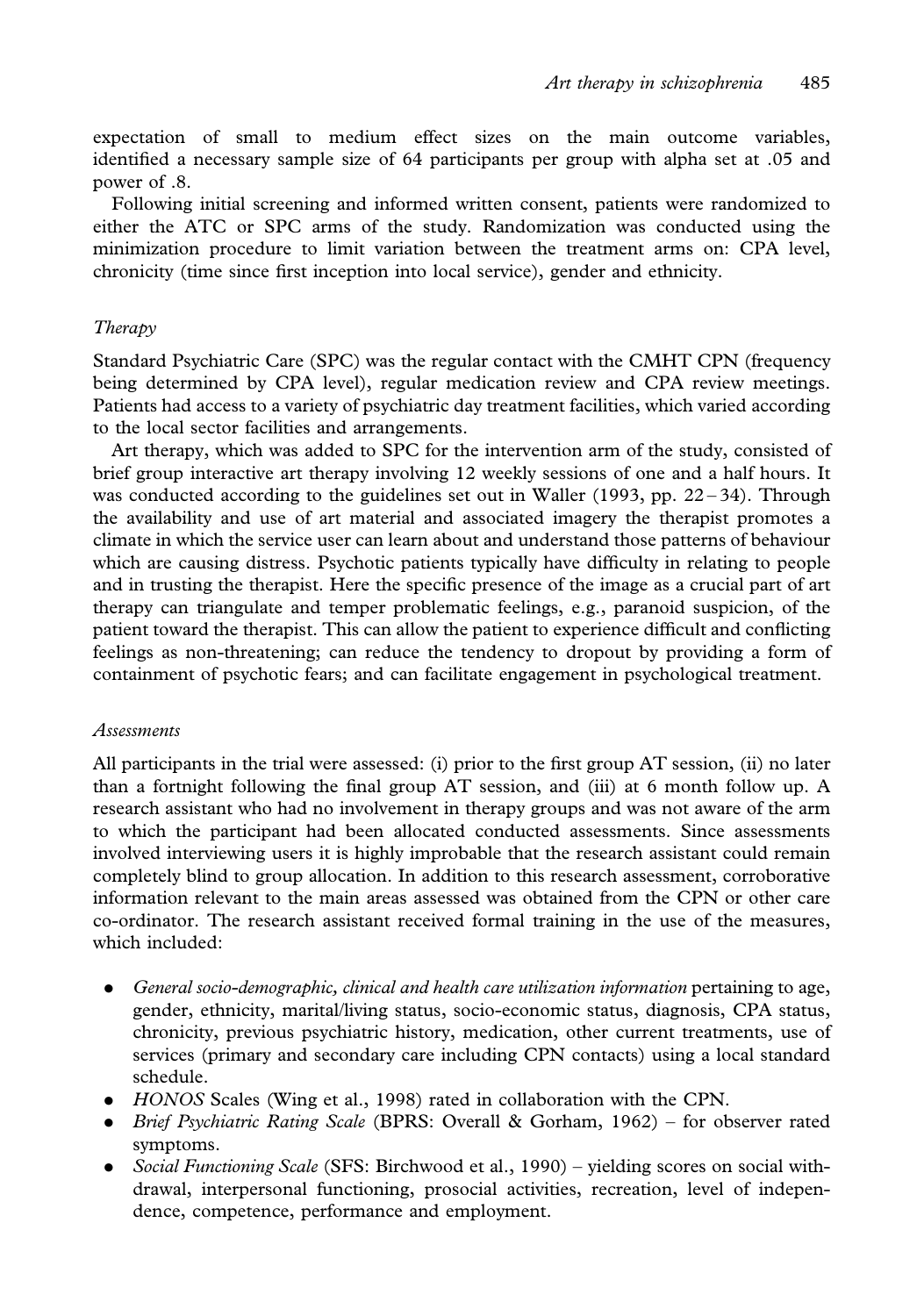expectation of small to medium effect sizes on the main outcome variables, identified a necessary sample size of 64 participants per group with alpha set at .05 and power of .8.

Following initial screening and informed written consent, patients were randomized to either the ATC or SPC arms of the study. Randomization was conducted using the minimization procedure to limit variation between the treatment arms on: CPA level, chronicity (time since first inception into local service), gender and ethnicity.

### *Therapy*

Standard Psychiatric Care (SPC) was the regular contact with the CMHT CPN (frequency being determined by CPA level), regular medication review and CPA review meetings. Patients had access to a variety of psychiatric day treatment facilities, which varied according to the local sector facilities and arrangements.

Art therapy, which was added to SPC for the intervention arm of the study, consisted of brief group interactive art therapy involving 12 weekly sessions of one and a half hours. It was conducted according to the guidelines set out in Waller (1993, pp. 22–34). Through the availability and use of art material and associated imagery the therapist promotes a climate in which the service user can learn about and understand those patterns of behaviour which are causing distress. Psychotic patients typically have difficulty in relating to people and in trusting the therapist. Here the specific presence of the image as a crucial part of art therapy can triangulate and temper problematic feelings, e.g., paranoid suspicion, of the patient toward the therapist. This can allow the patient to experience difficult and conflicting feelings as non-threatening; can reduce the tendency to dropout by providing a form of containment of psychotic fears; and can facilitate engagement in psychological treatment.

### *Assessments*

All participants in the trial were assessed: (i) prior to the first group AT session, (ii) no later than a fortnight following the final group AT session, and (iii) at 6 month follow up. A research assistant who had no involvement in therapy groups and was not aware of the arm to which the participant had been allocated conducted assessments. Since assessments involved interviewing users it is highly improbable that the research assistant could remain completely blind to group allocation. In addition to this research assessment, corroborative information relevant to the main areas assessed was obtained from the CPN or other care co-ordinator. The research assistant received formal training in the use of the measures, which included:

- *General socio-demographic, clinical and health care utilization information* pertaining to age, gender, ethnicity, marital/living status, socio-economic status, diagnosis, CPA status, chronicity, previous psychiatric history, medication, other current treatments, use of services (primary and secondary care including CPN contacts) using a local standard schedule.
- *HONOS* Scales (Wing et al., 1998) rated in collaboration with the CPN.
- *Brief Psychiatric Rating Scale* (BPRS: Overall & Gorham, 1962) – for observer rated symptoms.
- *Social Functioning Scale* (SFS: Birchwood et al., 1990) – yielding scores on social withdrawal, interpersonal functioning, prosocial activities, recreation, level of independence, competence, performance and employment.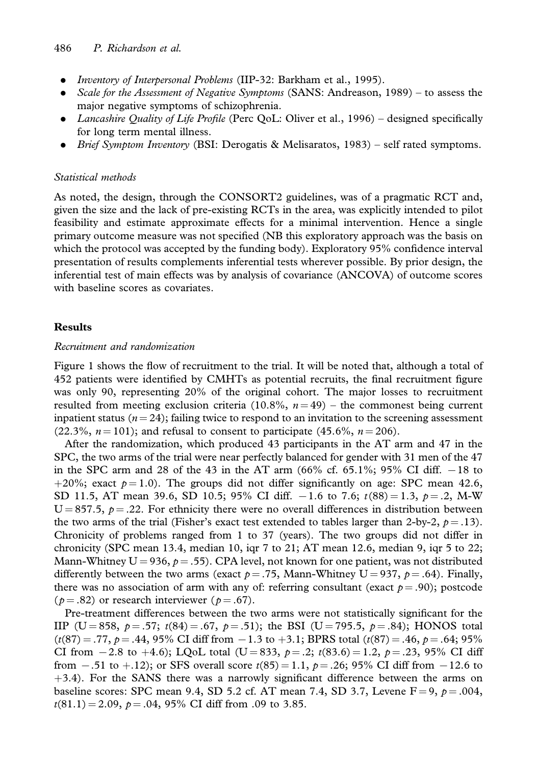- *Inventory of Interpersonal Problems* (IIP-32: Barkham et al., 1995).
- *Scale for the Assessment of Negative Symptoms* (SANS: Andreason, 1989) – to assess the major negative symptoms of schizophrenia.
- *Lancashire Quality of Life Profile* (Perc QoL: Oliver et al., 1996) – designed specifically for long term mental illness.
- *Brief Symptom Inventory* (BSI: Derogatis & Melisaratos, 1983) – self rated symptoms.

### *Statistical methods*

As noted, the design, through the CONSORT2 guidelines, was of a pragmatic RCT and, given the size and the lack of pre-existing RCTs in the area, was explicitly intended to pilot feasibility and estimate approximate effects for a minimal intervention. Hence a single primary outcome measure was not specified (NB this exploratory approach was the basis on which the protocol was accepted by the funding body). Exploratory 95% confidence interval presentation of results complements inferential tests wherever possible. By prior design, the inferential test of main effects was by analysis of covariance (ANCOVA) of outcome scores with baseline scores as covariates.

## Results

### *Recruitment and randomization*

Figure 1 shows the flow of recruitment to the trial. It will be noted that, although a total of 452 patients were identified by CMHTs as potential recruits, the final recruitment figure was only 90, representing 20% of the original cohort. The major losses to recruitment resulted from meeting exclusion criteria (10.8%, $n = 49$) – the commonest being current inpatient status ($n = 24$); failing twice to respond to an invitation to the screening assessment (22.3%, $n = 101$); and refusal to consent to participate (45.6%, $n = 206$).

After the randomization, which produced 43 participants in the AT arm and 47 in the SPC, the two arms of the trial were near perfectly balanced for gender with 31 men of the 47 in the SPC arm and 28 of the 43 in the AT arm (66% cf. 65.1%; 95% CI diff. $-18$ to $+20\%$; exact $p = 1.0$). The groups did not differ significantly on age: SPC mean 42.6, SD 11.5, AT mean 39.6, SD 10.5; 95% CI diff. $-1.6$ to 7.6; $t(88) = 1.3$, $p = .2$, M-W $U = 857.5$, $p = .22$. For ethnicity there were no overall differences in distribution between the two arms of the trial (Fisher's exact test extended to tables larger than 2-by-2, $p = .13$). Chronicity of problems ranged from 1 to 37 (years). The two groups did not differ in chronicity (SPC mean 13.4, median 10, iqr 7 to 21; AT mean 12.6, median 9, iqr 5 to 22; Mann-Whitney $U = 936$, $p = .55$). CPA level, not known for one patient, was not distributed differently between the two arms (exact $p = .75$, Mann-Whitney $U = 937$, $p = .64$). Finally, there was no association of arm with any of: referring consultant (exact $p = .90$); postcode ($p = .82$) or research interviewer ($p = .67$).

Pre-treatment differences between the two arms were not statistically significant for the IIP ($U = 858$, $p = .57$; $t(84) = .67$, $p = .51$); the BSI ($U = 795.5$, $p = .84$); HONOS total ($t(87) = .77$, $p = .44$, 95% CI diff from $-1.3$ to $+3.1$; BPRS total ($t(87) = .46$, $p = .64$; 95% CI from $-2.8$ to $+4.6$); LQoL total ($U = 833$, $p = .2$; $t(83.6) = 1.2$, $p = .23$, 95% CI diff from $-.51$ to $+.12$); or SFS overall score $t(85) = 1.1$, $p = .26$; 95% CI diff from $-12.6$ to $+3.4$). For the SANS there was a narrowly significant difference between the arms on baseline scores: SPC mean 9.4, SD 5.2 cf. AT mean 7.4, SD 3.7, Levene $F = 9$, $p = .004$, $t(81.1) = 2.09$, $p = .04$, 95% CI diff from .09 to 3.85.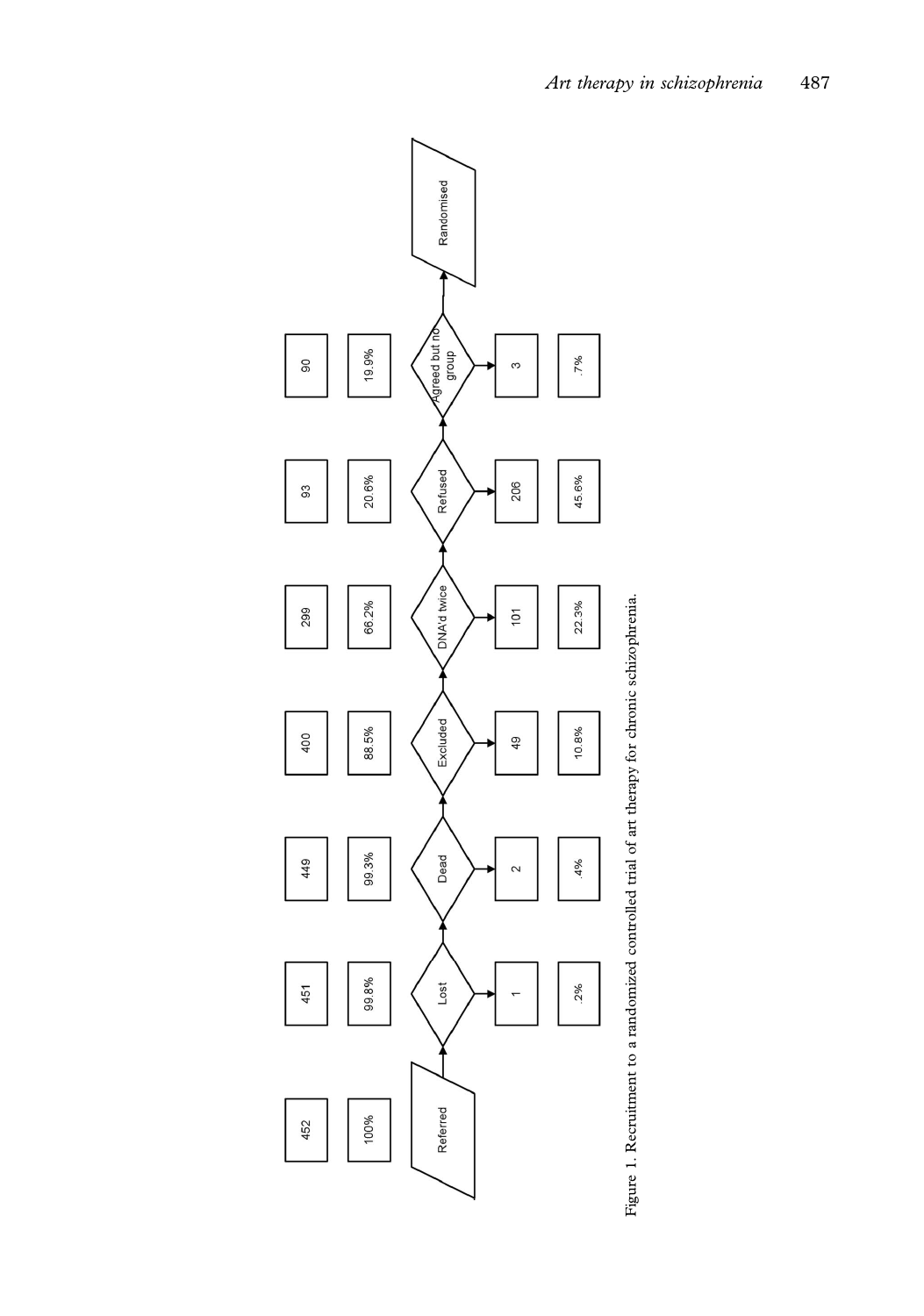| Stage | Remaining (n) | Remaining (%) | Removed (n) | Removed (%) |
|---|---|---|---|---|
| Referred | 452 | 100% | | |
| Lost | 451 | 99.8% | 1 | .2% |
| Dead | 449 | 99.3% | 2 | .4% |
| Excluded | 400 | 88.5% | 49 | 10.8% |
| DNA'd twice | 299 | 66.2% | 101 | 22.3% |
| Refused | 93 | 20.6% | 206 | 45.6% |
| Agreed but no group | 90 | 19.9% | 3 | .7% |
| Randomised | | | | |

Figure 1. Recruitment to a randomized controlled trial of art therapy for chronic schizophrenia.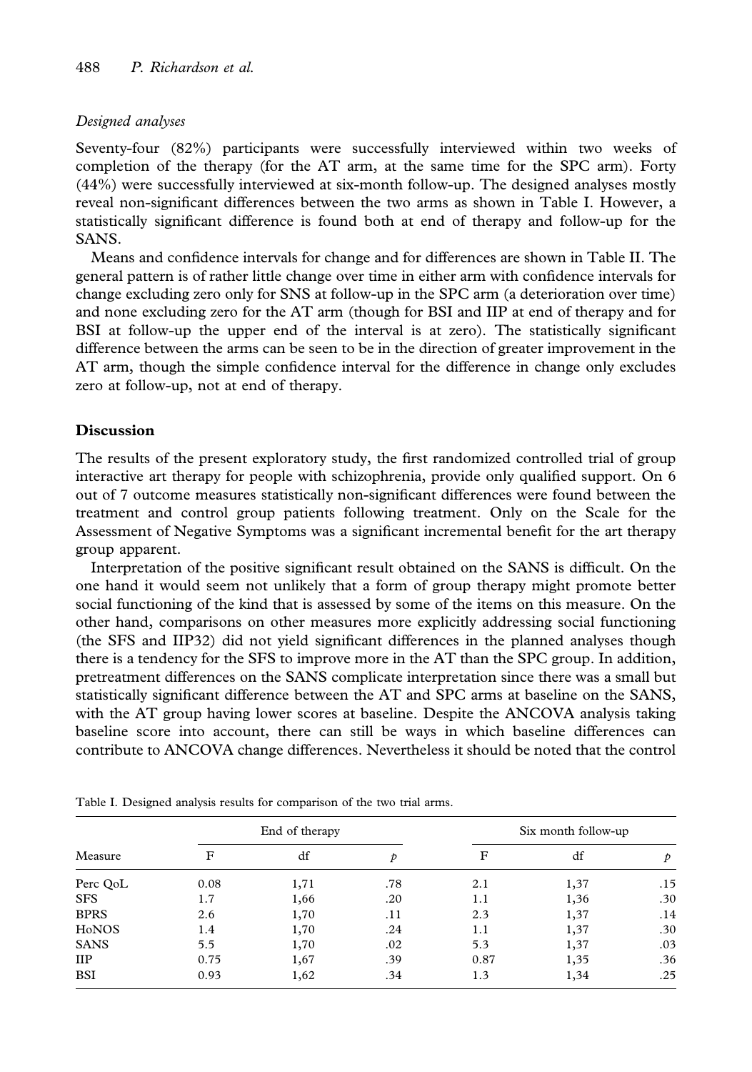*Designed analyses*

Seventy-four (82%) participants were successfully interviewed within two weeks of completion of the therapy (for the AT arm, at the same time for the SPC arm). Forty (44%) were successfully interviewed at six-month follow-up. The designed analyses mostly reveal non-significant differences between the two arms as shown in Table I. However, a statistically significant difference is found both at end of therapy and follow-up for the SANS.

Means and confidence intervals for change and for differences are shown in Table II. The general pattern is of rather little change over time in either arm with confidence intervals for change excluding zero only for SNS at follow-up in the SPC arm (a deterioration over time) and none excluding zero for the AT arm (though for BSI and IIP at end of therapy and for BSI at follow-up the upper end of the interval is at zero). The statistically significant difference between the arms can be seen to be in the direction of greater improvement in the AT arm, though the simple confidence interval for the difference in change only excludes zero at follow-up, not at end of therapy.

## Discussion

The results of the present exploratory study, the first randomized controlled trial of group interactive art therapy for people with schizophrenia, provide only qualified support. On 6 out of 7 outcome measures statistically non-significant differences were found between the treatment and control group patients following treatment. Only on the Scale for the Assessment of Negative Symptoms was a significant incremental benefit for the art therapy group apparent.

Interpretation of the positive significant result obtained on the SANS is difficult. On the one hand it would seem not unlikely that a form of group therapy might promote better social functioning of the kind that is assessed by some of the items on this measure. On the other hand, comparisons on other measures more explicitly addressing social functioning (the SFS and IIP32) did not yield significant differences in the planned analyses though there is a tendency for the SFS to improve more in the AT than the SPC group. In addition, pretreatment differences on the SANS complicate interpretation since there was a small but statistically significant difference between the AT and SPC arms at baseline on the SANS, with the AT group having lower scores at baseline. Despite the ANCOVA analysis taking baseline score into account, there can still be ways in which baseline differences can contribute to ANCOVA change differences. Nevertheless it should be noted that the control

Table I. Designed analysis results for comparison of the two trial arms.

| Measure | End of therapy | | | Six month follow-up | | |
|---|---|---|---|---|---|---|
| | F | df | $p$ | F | df | $p$ |
| Perc QoL | 0.08 | 1,71 | .78 | 2.1 | 1,37 | .15 |
| SFS | 1.7 | 1,66 | .20 | 1.1 | 1,36 | .30 |
| BPRS | 2.6 | 1,70 | .11 | 2.3 | 1,37 | .14 |
| HoNOS | 1.4 | 1,70 | .24 | 1.1 | 1,37 | .30 |
| SANS | 5.5 | 1,70 | .02 | 5.3 | 1,37 | .03 |
| IIP | 0.75 | 1,67 | .39 | 0.87 | 1,35 | .36 |
| BSI | 0.93 | 1,62 | .34 | 1.3 | 1,34 | .25 |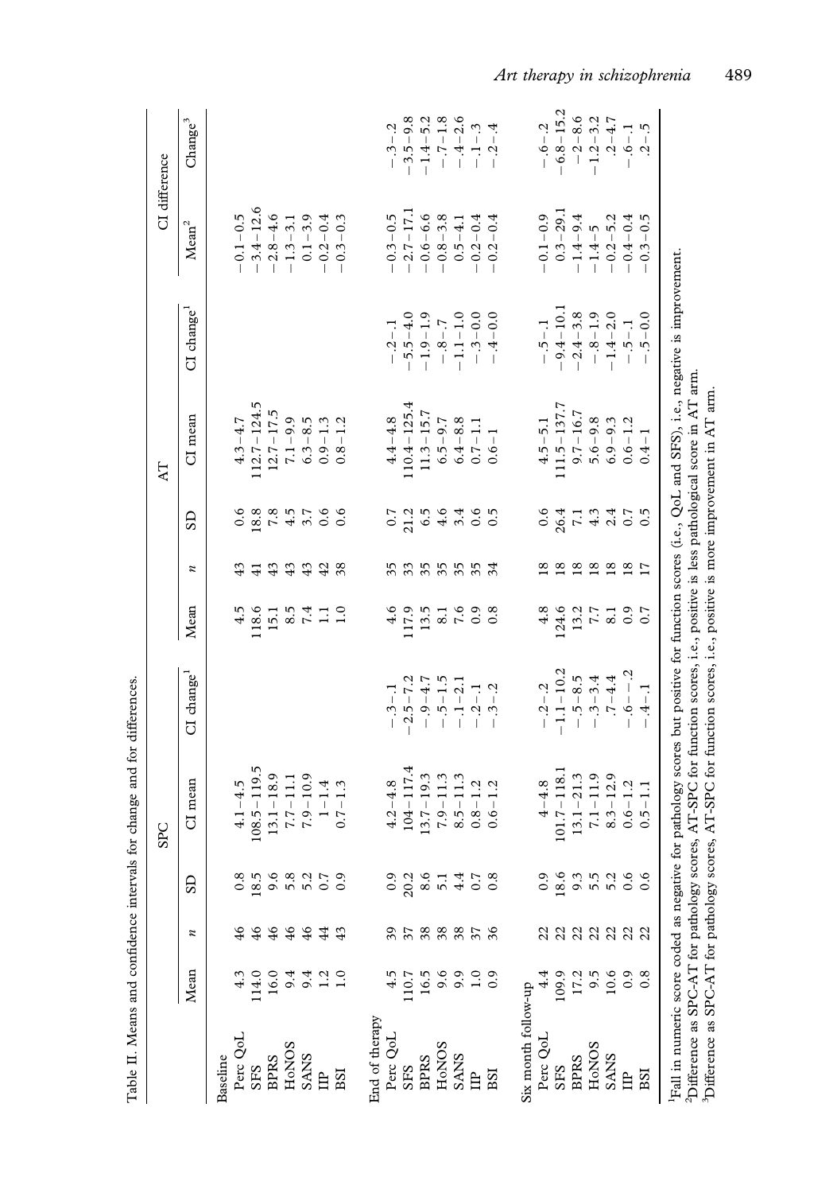Table II. Means and confidence intervals for change and for differences.

| | SPC | | | | | AT | | | | | CI difference | |
|---|---|---|---|---|---|---|---|---|---|---|---|---|
| | Mean | $n$ | SD | CI mean | CI change[1] | Mean | $n$ | SD | CI mean | CI change[1] | Mean[2] | Change[3] |
| Baseline | | | | | | | | | | | | |
| Perc QoL | 4.3 | 46 | 0.8 | 4.1 – 4.5 | | 4.5 | 43 | 0.6 | 4.3 – 4.7 | | −0.1 – 0.5 | |
| SFS | 114.0 | 46 | 18.5 | 108.5 – 119.5 | | 118.6 | 41 | 18.8 | 112.7 – 124.5 | | −3.4 – 12.6 | |
| BPRS | 16.0 | 46 | 9.6 | 13.1 – 18.9 | | 15.1 | 43 | 7.8 | 12.7 – 17.5 | | −2.8 – 4.6 | |
| HoNOS | 9.4 | 46 | 5.8 | 7.7 – 11.1 | | 8.5 | 43 | 4.5 | 7.1 – 9.9 | | −1.3 – 3.1 | |
| SANS | 9.4 | 46 | 5.2 | 7.9 – 10.9 | | 7.4 | 43 | 3.7 | 6.3 – 8.5 | | 0.1 – 3.9 | |
| IIP | 1.2 | 44 | 0.7 | 1 – 1.4 | | 1.1 | 42 | 0.6 | 0.9 – 1.3 | | −0.2 – 0.4 | |
| BSI | 1.0 | 43 | 0.9 | 0.7 – 1.3 | | 1.0 | 38 | 0.6 | 0.8 – 1.2 | | −0.3 – 0.3 | |
| End of therapy | | | | | | | | | | | | |
| Perc QoL | 4.5 | 39 | 0.9 | 4.2 – 4.8 | −.3 – .1 | 4.6 | 35 | 0.7 | 4.4 – 4.8 | −.2 – .1 | −0.3 – 0.5 | −.3 – .2 |
| SFS | 110.7 | 37 | 20.2 | 104 – 117.4 | −2.5 – 7.2 | 117.9 | 33 | 21.2 | 110.4 – 125.4 | −5.5 – 4.0 | −2.7 – 17.1 | −3.5 – 9.8 |
| BPRS | 16.5 | 38 | 8.6 | 13.7 – 19.3 | −.9 – 4.7 | 13.5 | 35 | 6.5 | 11.3 – 15.7 | −1.9 – 1.9 | −0.6 – 6.6 | −1.4 – 5.2 |
| HoNOS | 9.6 | 38 | 5.1 | 7.9 – 11.3 | −.5 – 1.5 | 8.1 | 35 | 4.6 | 6.5 – 9.7 | −.8 – .7 | −0.8 – 3.8 | −.7 – 1.8 |
| SANS | 9.9 | 38 | 4.4 | 8.5 – 11.3 | −.1 – 2.1 | 7.6 | 35 | 3.4 | 6.4 – 8.8 | −1.1 – 1.0 | 0.5 – 4.1 | −.4 – 2.6 |
| IIP | 1.0 | 37 | 0.7 | 0.8 – 1.2 | −.2 – .1 | 0.9 | 35 | 0.6 | 0.7 – 1.1 | −.3 – 0.0 | −0.2 – 0.4 | −.1 – .3 |
| BSI | 0.9 | 36 | 0.8 | 0.6 – 1.2 | −.3 – .2 | 0.8 | 34 | 0.5 | 0.6 – 1 | −.4 – 0.0 | −0.2 – 0.4 | −.2 – .4 |
| Six month follow-up | | | | | | | | | | | | |
| Perc QoL | 4.4 | 22 | 0.9 | 4 – 4.8 | −.2 – .2 | 4.8 | 18 | 0.6 | 4.5 – 5.1 | −.5 – .1 | −0.1 – 0.9 | −.6 – .2 |
| SFS | 109.9 | 22 | 18.6 | 101.7 – 118.1 | −1.1 – 10.2 | 124.6 | 18 | 26.4 | 111.5 – 137.7 | −9.4 – 10.1 | 0.3 – 29.1 | −6.8 – 15.2 |
| BPRS | 17.2 | 22 | 9.3 | 13.1 – 21.3 | −.5 – 8.5 | 13.2 | 18 | 7.1 | 9.7 – 16.7 | −2.4 – 3.8 | −1.4 – 9.4 | −2 – 8.6 |
| HoNOS | 9.5 | 22 | 5.5 | 7.1 – 11.9 | −.3 – 3.4 | 7.7 | 18 | 4.3 | 5.6 – 9.8 | −.8 – 1.9 | −1.4 – 5 | −1.2 – 3.2 |
| SANS | 10.6 | 22 | 5.2 | 8.3 – 12.9 | .7 – 4.4 | 8.1 | 18 | 2.4 | 6.9 – 9.3 | −1.4 – 2.0 | −0.2 – 5.2 | .2 – 4.7 |
| IIP | 0.9 | 22 | 0.6 | 0.6 – 1.2 | −.6 – −.2 | 0.9 | 18 | 0.7 | 0.6 – 1.2 | −.5 – .1 | −0.4 – 0.4 | −.6 – .1 |
| BSI | 0.8 | 22 | 0.6 | 0.5 – 1.1 | −.4 – .1 | 0.7 | 17 | 0.5 | 0.4 – 1 | −.5 – 0.0 | −0.3 – 0.5 | .2 – .5 |

[1]Fall in numeric score coded as negative for pathology scores but positive for function scores (i.e., QoL and SFS), i.e., negative is improvement.
[2]Difference as SPC-AT for pathology scores, AT-SPC for function scores, i.e., positive is less pathological score in AT arm.
[3]Difference as SPC-AT for pathology scores, AT-SPC for function scores, i.e., positive is more improvement in AT arm.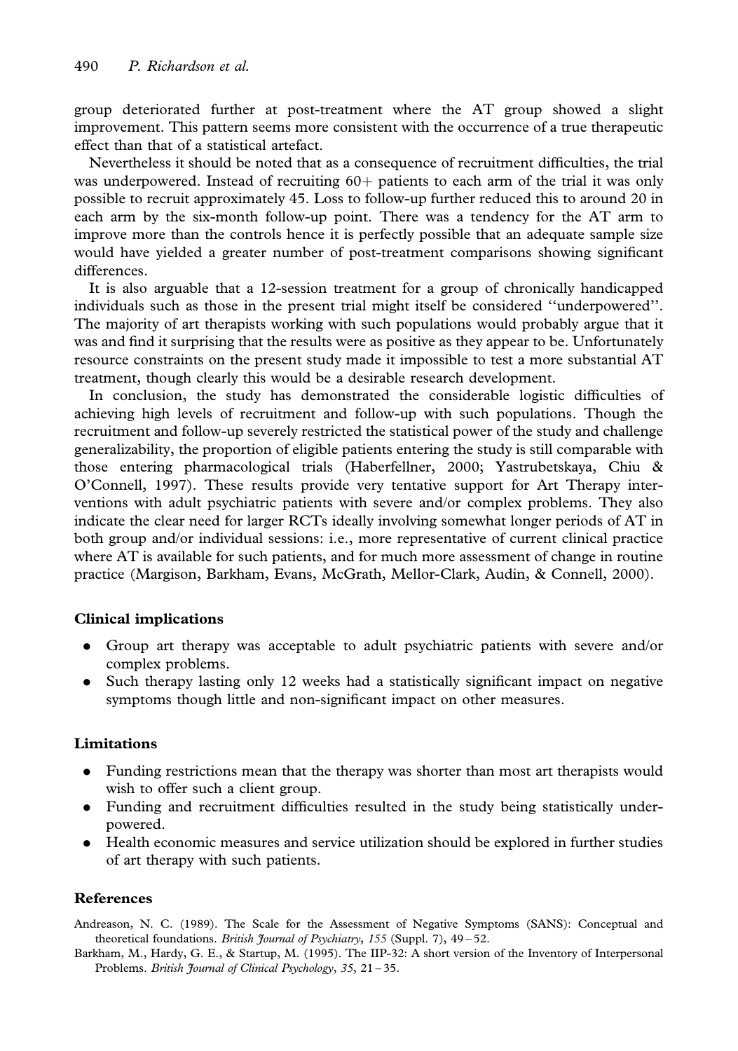group deteriorated further at post-treatment where the AT group showed a slight improvement. This pattern seems more consistent with the occurrence of a true therapeutic effect than that of a statistical artefact.

Nevertheless it should be noted that as a consequence of recruitment difficulties, the trial was underpowered. Instead of recruiting 60+ patients to each arm of the trial it was only possible to recruit approximately 45. Loss to follow-up further reduced this to around 20 in each arm by the six-month follow-up point. There was a tendency for the AT arm to improve more than the controls hence it is perfectly possible that an adequate sample size would have yielded a greater number of post-treatment comparisons showing significant differences.

It is also arguable that a 12-session treatment for a group of chronically handicapped individuals such as those in the present trial might itself be considered ''underpowered''. The majority of art therapists working with such populations would probably argue that it was and find it surprising that the results were as positive as they appear to be. Unfortunately resource constraints on the present study made it impossible to test a more substantial AT treatment, though clearly this would be a desirable research development.

In conclusion, the study has demonstrated the considerable logistic difficulties of achieving high levels of recruitment and follow-up with such populations. Though the recruitment and follow-up severely restricted the statistical power of the study and challenge generalizability, the proportion of eligible patients entering the study is still comparable with those entering pharmacological trials (Haberfellner, 2000; Yastrubetskaya, Chiu & O'Connell, 1997). These results provide very tentative support for Art Therapy interventions with adult psychiatric patients with severe and/or complex problems. They also indicate the clear need for larger RCTs ideally involving somewhat longer periods of AT in both group and/or individual sessions: i.e., more representative of current clinical practice where AT is available for such patients, and for much more assessment of change in routine practice (Margison, Barkham, Evans, McGrath, Mellor-Clark, Audin, & Connell, 2000).

## Clinical implications

- Group art therapy was acceptable to adult psychiatric patients with severe and/or complex problems.
- Such therapy lasting only 12 weeks had a statistically significant impact on negative symptoms though little and non-significant impact on other measures.

## Limitations

- Funding restrictions mean that the therapy was shorter than most art therapists would wish to offer such a client group.
- Funding and recruitment difficulties resulted in the study being statistically underpowered.
- Health economic measures and service utilization should be explored in further studies of art therapy with such patients.

## References

Andreason, N. C. (1989). The Scale for the Assessment of Negative Symptoms (SANS): Conceptual and theoretical foundations. *British Journal of Psychiatry*, *155* (Suppl. 7), 49–52.

Barkham, M., Hardy, G. E., & Startup, M. (1995). The IIP-32: A short version of the Inventory of Interpersonal Problems. *British Journal of Clinical Psychology*, *35*, 21–35.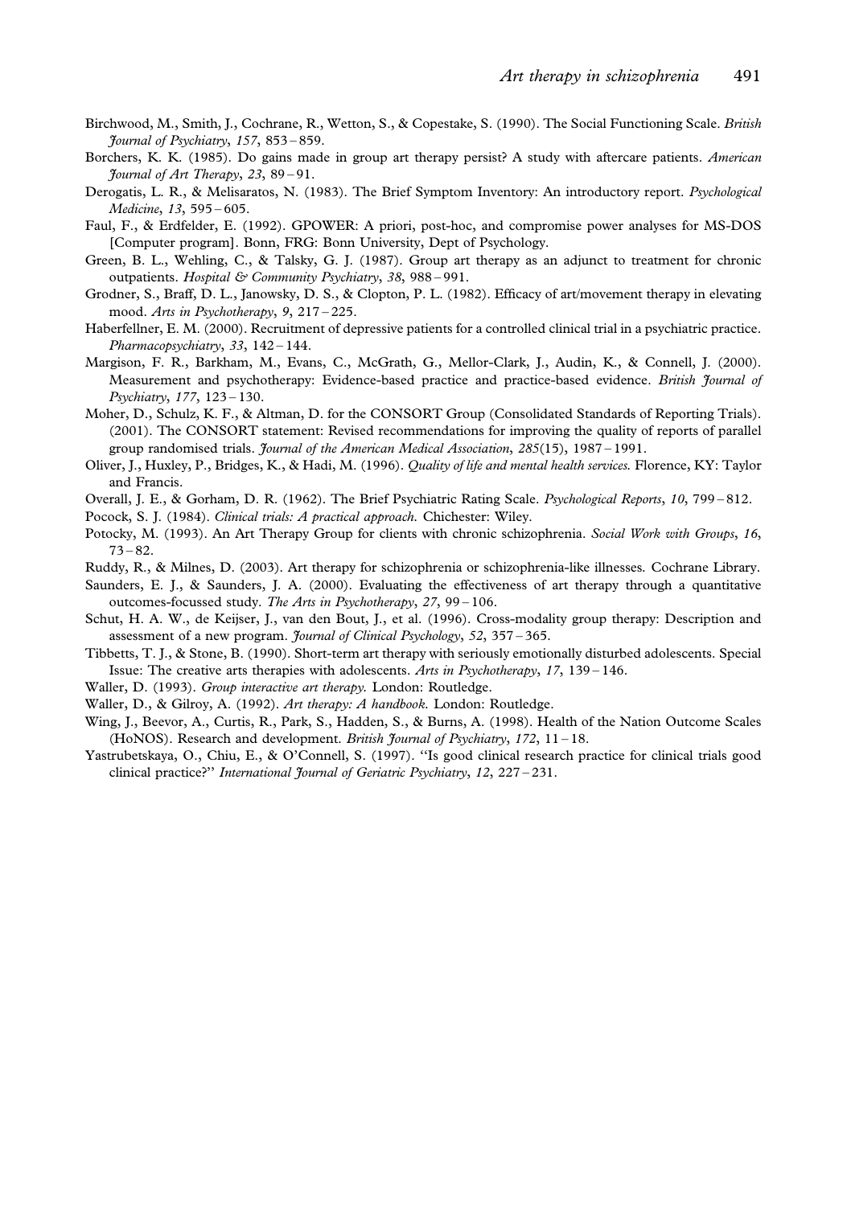Birchwood, M., Smith, J., Cochrane, R., Wetton, S., & Copestake, S. (1990). The Social Functioning Scale. *British Journal of Psychiatry*, *157*, 853 – 859.

Borchers, K. K. (1985). Do gains made in group art therapy persist? A study with aftercare patients. *American Journal of Art Therapy*, *23*, 89 – 91.

Derogatis, L. R., & Melisaratos, N. (1983). The Brief Symptom Inventory: An introductory report. *Psychological Medicine*, *13*, 595 – 605.

Faul, F., & Erdfelder, E. (1992). GPOWER: A priori, post-hoc, and compromise power analyses for MS-DOS [Computer program]. Bonn, FRG: Bonn University, Dept of Psychology.

Green, B. L., Wehling, C., & Talsky, G. J. (1987). Group art therapy as an adjunct to treatment for chronic outpatients. *Hospital & Community Psychiatry*, *38*, 988 – 991.

Grodner, S., Braff, D. L., Janowsky, D. S., & Clopton, P. L. (1982). Efficacy of art/movement therapy in elevating mood. *Arts in Psychotherapy*, *9*, 217 – 225.

Haberfellner, E. M. (2000). Recruitment of depressive patients for a controlled clinical trial in a psychiatric practice. *Pharmacopsychiatry*, *33*, 142 – 144.

Margison, F. R., Barkham, M., Evans, C., McGrath, G., Mellor-Clark, J., Audin, K., & Connell, J. (2000). Measurement and psychotherapy: Evidence-based practice and practice-based evidence. *British Journal of Psychiatry*, *177*, 123 – 130.

Moher, D., Schulz, K. F., & Altman, D. for the CONSORT Group (Consolidated Standards of Reporting Trials). (2001). The CONSORT statement: Revised recommendations for improving the quality of reports of parallel group randomised trials. *Journal of the American Medical Association*, *285*(15), 1987 – 1991.

Oliver, J., Huxley, P., Bridges, K., & Hadi, M. (1996). *Quality of life and mental health services.* Florence, KY: Taylor and Francis.

Overall, J. E., & Gorham, D. R. (1962). The Brief Psychiatric Rating Scale. *Psychological Reports*, *10*, 799 – 812.

Pocock, S. J. (1984). *Clinical trials: A practical approach.* Chichester: Wiley.

Potocky, M. (1993). An Art Therapy Group for clients with chronic schizophrenia. *Social Work with Groups*, *16*, 73 – 82.

Ruddy, R., & Milnes, D. (2003). Art therapy for schizophrenia or schizophrenia-like illnesses. Cochrane Library.

Saunders, E. J., & Saunders, J. A. (2000). Evaluating the effectiveness of art therapy through a quantitative outcomes-focussed study. *The Arts in Psychotherapy*, *27*, 99 – 106.

Schut, H. A. W., de Keijser, J., van den Bout, J., et al. (1996). Cross-modality group therapy: Description and assessment of a new program. *Journal of Clinical Psychology*, *52*, 357 – 365.

Tibbetts, T. J., & Stone, B. (1990). Short-term art therapy with seriously emotionally disturbed adolescents. Special Issue: The creative arts therapies with adolescents. *Arts in Psychotherapy*, *17*, 139 – 146.

Waller, D. (1993). *Group interactive art therapy.* London: Routledge.

Waller, D., & Gilroy, A. (1992). *Art therapy: A handbook.* London: Routledge.

Wing, J., Beevor, A., Curtis, R., Park, S., Hadden, S., & Burns, A. (1998). Health of the Nation Outcome Scales (HoNOS). Research and development. *British Journal of Psychiatry*, *172*, 11 – 18.

Yastrubetskaya, O., Chiu, E., & O'Connell, S. (1997). "Is good clinical research practice for clinical trials good clinical practice?" *International Journal of Geriatric Psychiatry*, *12*, 227 – 231.